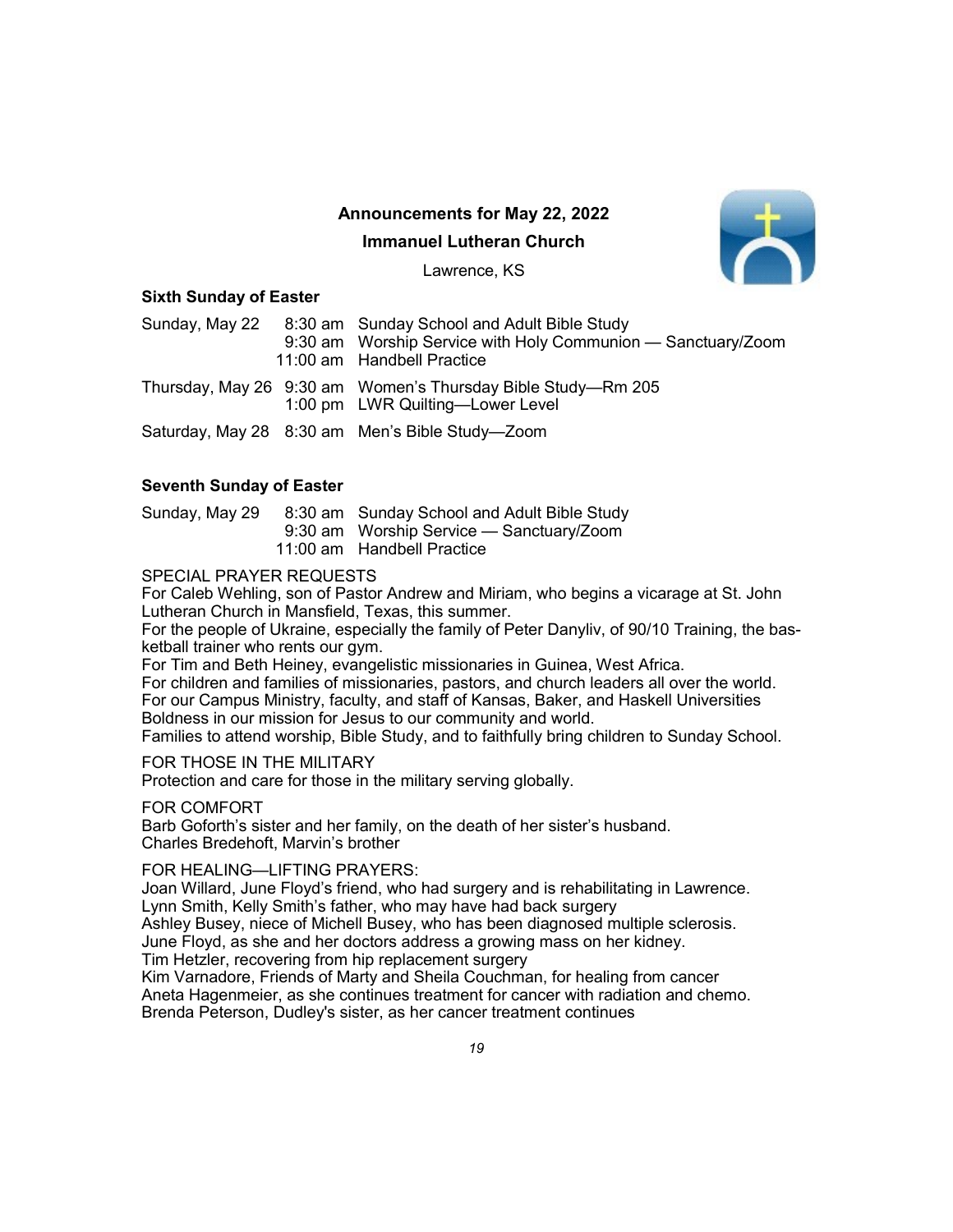## Announcements for May 22, 2022

## Immanuel Lutheran Church

Lawrence, KS

### Sixth Sunday of Easter

| | | |
|---|---|---|
| Sunday, May 22 | 8:30 am | Sunday School and Adult Bible Study |
| | 9:30 am | Worship Service with Holy Communion — Sanctuary/Zoom |
| | 11:00 am | Handbell Practice |
| Thursday, May 26 | 9:30 am | Women's Thursday Bible Study—Rm 205 |
| | 1:00 pm | LWR Quilting—Lower Level |
| Saturday, May 28 | 8:30 am | Men's Bible Study—Zoom |

### Seventh Sunday of Easter

| | | |
|---|---|---|
| Sunday, May 29 | 8:30 am | Sunday School and Adult Bible Study |
| | 9:30 am | Worship Service — Sanctuary/Zoom |
| | 11:00 am | Handbell Practice |

SPECIAL PRAYER REQUESTS

For Caleb Wehling, son of Pastor Andrew and Miriam, who begins a vicarage at St. John Lutheran Church in Mansfield, Texas, this summer.
For the people of Ukraine, especially the family of Peter Danyliv, of 90/10 Training, the basketball trainer who rents our gym.
For Tim and Beth Heiney, evangelistic missionaries in Guinea, West Africa.
For children and families of missionaries, pastors, and church leaders all over the world.
For our Campus Ministry, faculty, and staff of Kansas, Baker, and Haskell Universities
Boldness in our mission for Jesus to our community and world.
Families to attend worship, Bible Study, and to faithfully bring children to Sunday School.

FOR THOSE IN THE MILITARY

Protection and care for those in the military serving globally.

FOR COMFORT

Barb Goforth's sister and her family, on the death of her sister's husband.
Charles Bredehoft, Marvin's brother

FOR HEALING—LIFTING PRAYERS:

Joan Willard, June Floyd's friend, who had surgery and is rehabilitating in Lawrence.
Lynn Smith, Kelly Smith's father, who may have had back surgery
Ashley Busey, niece of Michell Busey, who has been diagnosed multiple sclerosis.
June Floyd, as she and her doctors address a growing mass on her kidney.
Tim Hetzler, recovering from hip replacement surgery
Kim Varnadore, Friends of Marty and Sheila Couchman, for healing from cancer
Aneta Hagenmeier, as she continues treatment for cancer with radiation and chemo.
Brenda Peterson, Dudley's sister, as her cancer treatment continues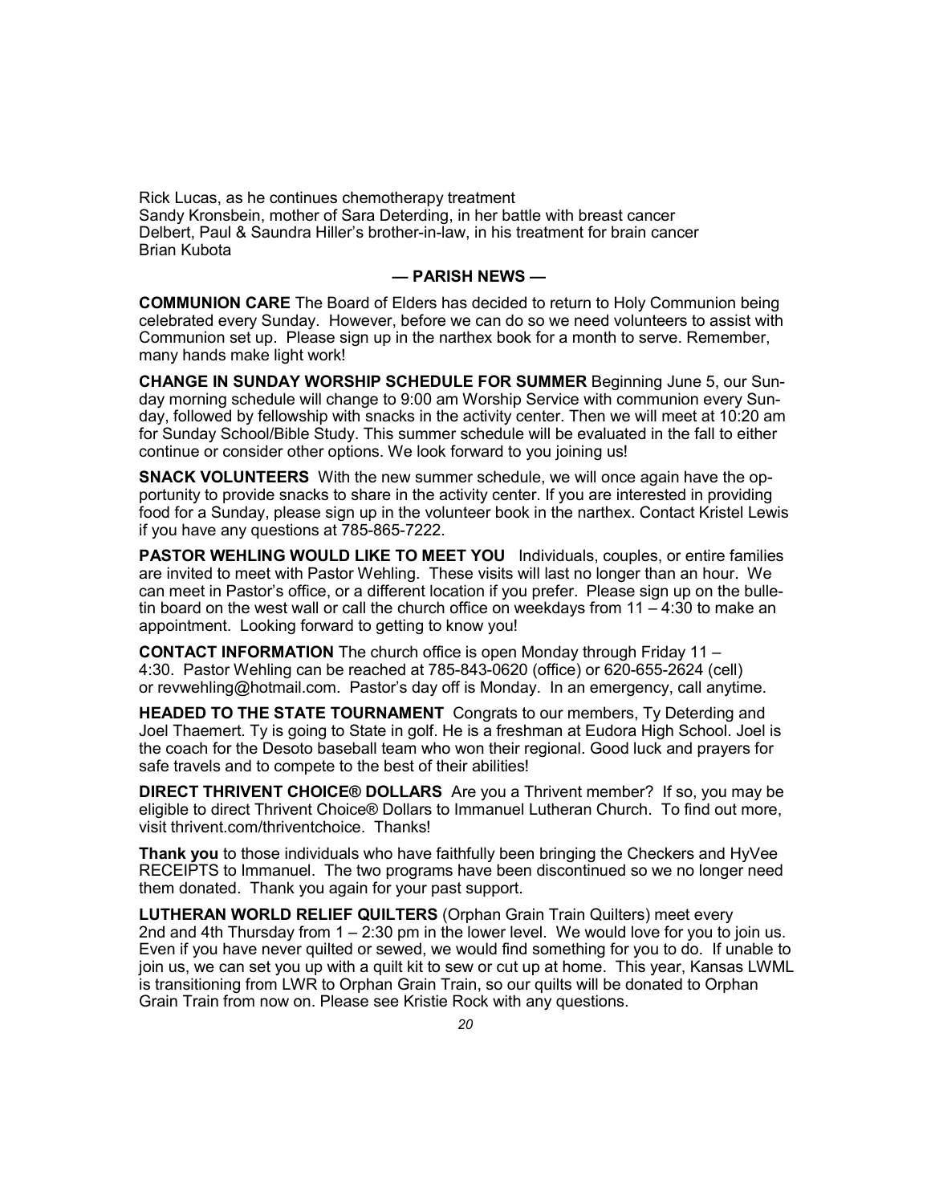Rick Lucas, as he continues chemotherapy treatment
Sandy Kronsbein, mother of Sara Deterding, in her battle with breast cancer
Delbert, Paul & Saundra Hiller's brother-in-law, in his treatment for brain cancer
Brian Kubota

## — PARISH NEWS —

**COMMUNION CARE** The Board of Elders has decided to return to Holy Communion being celebrated every Sunday. However, before we can do so we need volunteers to assist with Communion set up. Please sign up in the narthex book for a month to serve. Remember, many hands make light work!

**CHANGE IN SUNDAY WORSHIP SCHEDULE FOR SUMMER** Beginning June 5, our Sunday morning schedule will change to 9:00 am Worship Service with communion every Sunday, followed by fellowship with snacks in the activity center. Then we will meet at 10:20 am for Sunday School/Bible Study. This summer schedule will be evaluated in the fall to either continue or consider other options. We look forward to you joining us!

**SNACK VOLUNTEERS** With the new summer schedule, we will once again have the opportunity to provide snacks to share in the activity center. If you are interested in providing food for a Sunday, please sign up in the volunteer book in the narthex. Contact Kristel Lewis if you have any questions at 785-865-7222.

**PASTOR WEHLING WOULD LIKE TO MEET YOU** Individuals, couples, or entire families are invited to meet with Pastor Wehling. These visits will last no longer than an hour. We can meet in Pastor's office, or a different location if you prefer. Please sign up on the bulletin board on the west wall or call the church office on weekdays from 11 – 4:30 to make an appointment. Looking forward to getting to know you!

**CONTACT INFORMATION** The church office is open Monday through Friday 11 – 4:30. Pastor Wehling can be reached at 785-843-0620 (office) or 620-655-2624 (cell) or revwehling@hotmail.com. Pastor's day off is Monday. In an emergency, call anytime.

**HEADED TO THE STATE TOURNAMENT** Congrats to our members, Ty Deterding and Joel Thaemert. Ty is going to State in golf. He is a freshman at Eudora High School. Joel is the coach for the Desoto baseball team who won their regional. Good luck and prayers for safe travels and to compete to the best of their abilities!

**DIRECT THRIVENT CHOICE® DOLLARS** Are you a Thrivent member? If so, you may be eligible to direct Thrivent Choice® Dollars to Immanuel Lutheran Church. To find out more, visit thrivent.com/thriventchoice. Thanks!

**Thank you** to those individuals who have faithfully been bringing the Checkers and HyVee RECEIPTS to Immanuel. The two programs have been discontinued so we no longer need them donated. Thank you again for your past support.

**LUTHERAN WORLD RELIEF QUILTERS** (Orphan Grain Train Quilters) meet every 2nd and 4th Thursday from 1 – 2:30 pm in the lower level. We would love for you to join us. Even if you have never quilted or sewed, we would find something for you to do. If unable to join us, we can set you up with a quilt kit to sew or cut up at home. This year, Kansas LWML is transitioning from LWR to Orphan Grain Train, so our quilts will be donated to Orphan Grain Train from now on. Please see Kristie Rock with any questions.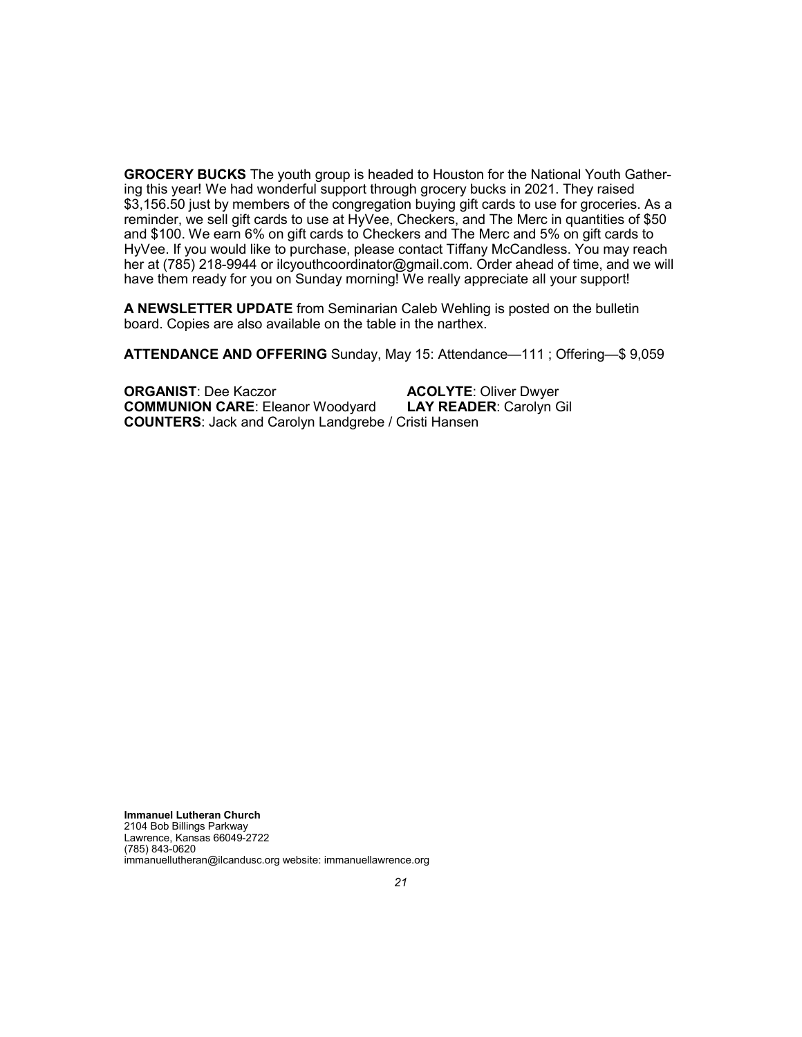**GROCERY BUCKS** The youth group is headed to Houston for the National Youth Gathering this year! We had wonderful support through grocery bucks in 2021. They raised $3,156.50 just by members of the congregation buying gift cards to use for groceries. As a reminder, we sell gift cards to use at HyVee, Checkers, and The Merc in quantities of $50 and $100. We earn 6% on gift cards to Checkers and The Merc and 5% on gift cards to HyVee. If you would like to purchase, please contact Tiffany McCandless. You may reach her at (785) 218-9944 or ilcyouthcoordinator@gmail.com. Order ahead of time, and we will have them ready for you on Sunday morning! We really appreciate all your support!

**A NEWSLETTER UPDATE** from Seminarian Caleb Wehling is posted on the bulletin board. Copies are also available on the table in the narthex.

**ATTENDANCE AND OFFERING** Sunday, May 15: Attendance—111 ; Offering—$ 9,059

**ORGANIST**: Dee Kaczor
**ACOLYTE**: Oliver Dwyer
**COMMUNION CARE**: Eleanor Woodyard
**LAY READER**: Carolyn Gil
**COUNTERS**: Jack and Carolyn Landgrebe / Cristi Hansen

**Immanuel Lutheran Church**
2104 Bob Billings Parkway
Lawrence, Kansas 66049-2722
(785) 843-0620
immanuellutheran@ilcandusc.org website: immanuellawrence.org